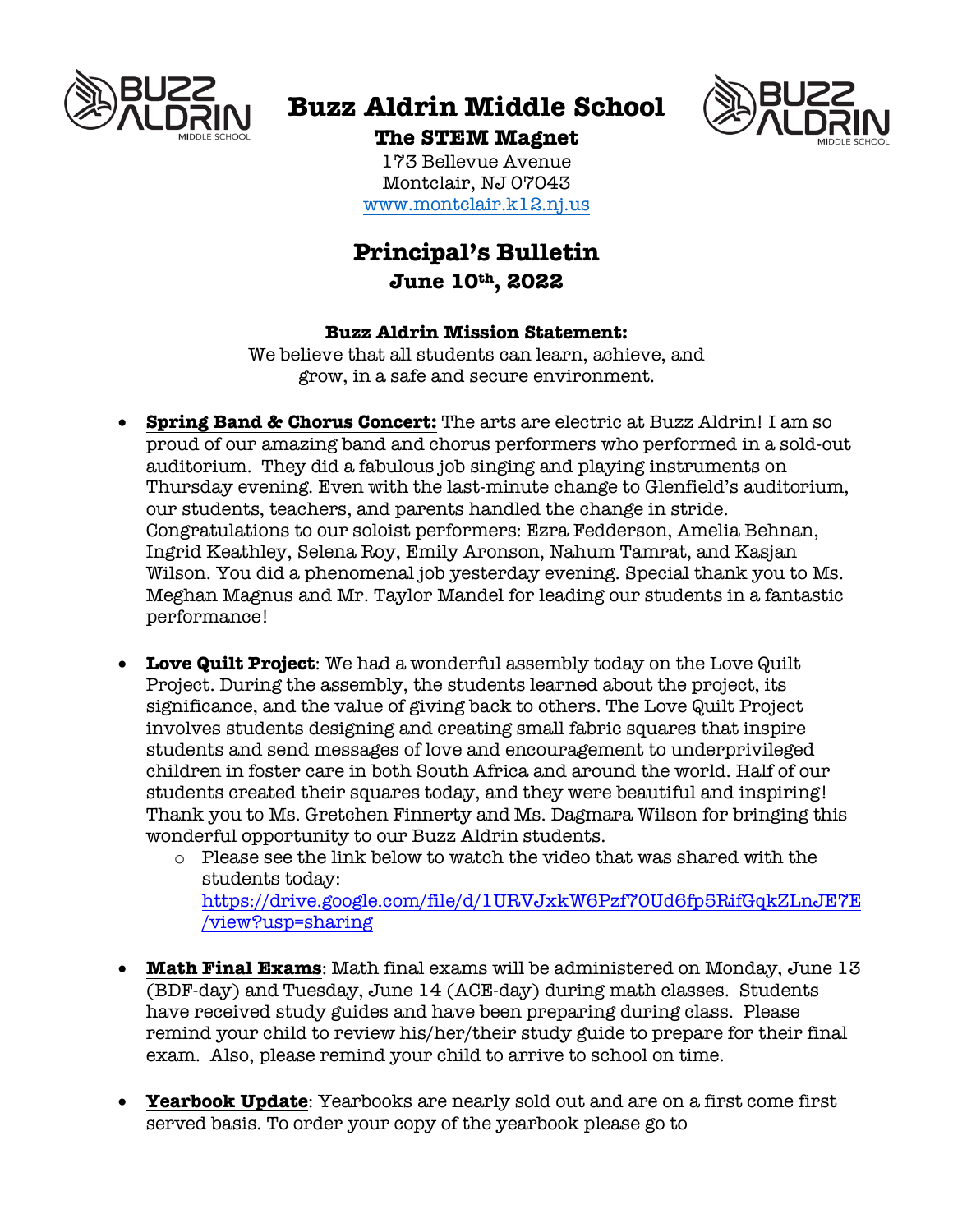# Buzz Aldrin Middle School

**The STEM Magnet**

173 Bellevue Avenue
Montclair, NJ 07043
www.montclair.k12.nj.us

## Principal's Bulletin

**June 10th, 2022**

**Buzz Aldrin Mission Statement:**
We believe that all students can learn, achieve, and grow, in a safe and secure environment.

- **Spring Band & Chorus Concert:** The arts are electric at Buzz Aldrin! I am so proud of our amazing band and chorus performers who performed in a sold-out auditorium. They did a fabulous job singing and playing instruments on Thursday evening. Even with the last-minute change to Glenfield's auditorium, our students, teachers, and parents handled the change in stride. Congratulations to our soloist performers: Ezra Fedderson, Amelia Behnan, Ingrid Keathley, Selena Roy, Emily Aronson, Nahum Tamrat, and Kasjan Wilson. You did a phenomenal job yesterday evening. Special thank you to Ms. Meghan Magnus and Mr. Taylor Mandel for leading our students in a fantastic performance!

- **Love Quilt Project**: We had a wonderful assembly today on the Love Quilt Project. During the assembly, the students learned about the project, its significance, and the value of giving back to others. The Love Quilt Project involves students designing and creating small fabric squares that inspire students and send messages of love and encouragement to underprivileged children in foster care in both South Africa and around the world. Half of our students created their squares today, and they were beautiful and inspiring! Thank you to Ms. Gretchen Finnerty and Ms. Dagmara Wilson for bringing this wonderful opportunity to our Buzz Aldrin students.
  - Please see the link below to watch the video that was shared with the students today: https://drive.google.com/file/d/1URVJxkW6Pzf7OUd6fp5RifGqkZLnJE7E/view?usp=sharing

- **Math Final Exams**: Math final exams will be administered on Monday, June 13 (BDF-day) and Tuesday, June 14 (ACE-day) during math classes. Students have received study guides and have been preparing during class. Please remind your child to review his/her/their study guide to prepare for their final exam. Also, please remind your child to arrive to school on time.

- **Yearbook Update**: Yearbooks are nearly sold out and are on a first come first served basis. To order your copy of the yearbook please go to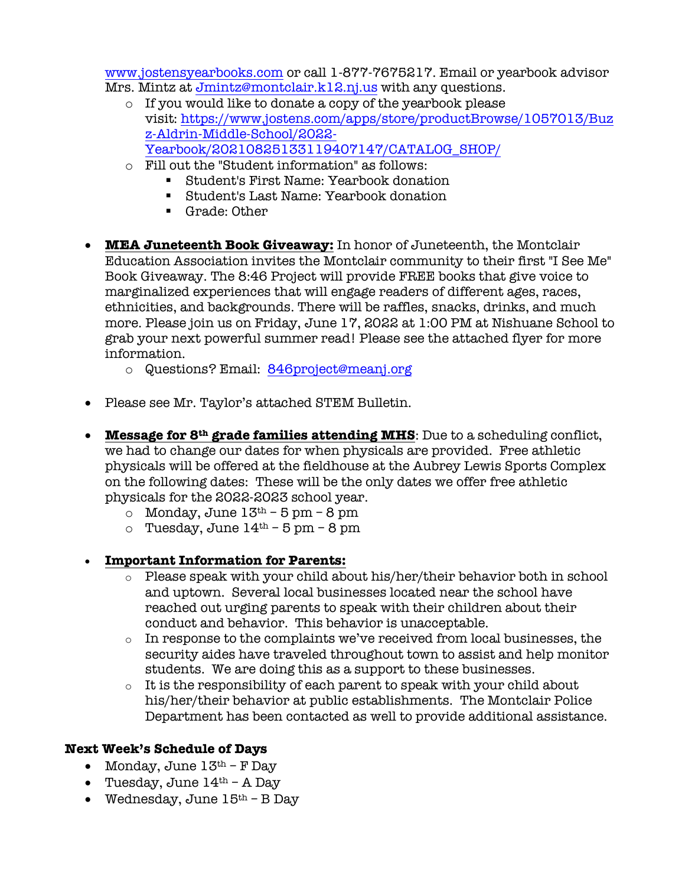www.jostensyearbooks.com or call 1-877-7675217. Email or yearbook advisor Mrs. Mintz at Jmintz@montclair.k12.nj.us with any questions.

- If you would like to donate a copy of the yearbook please visit: https://www.jostens.com/apps/store/productBrowse/1057013/Buzz-Aldrin-Middle-School/2022-Yearbook/20210825133119407147/CATALOG_SHOP/
- Fill out the "Student information" as follows:
  - Student's First Name: Yearbook donation
  - Student's Last Name: Yearbook donation
  - Grade: Other

- **MEA Juneteenth Book Giveaway:** In honor of Juneteenth, the Montclair Education Association invites the Montclair community to their first "I See Me" Book Giveaway. The 8:46 Project will provide FREE books that give voice to marginalized experiences that will engage readers of different ages, races, ethnicities, and backgrounds. There will be raffles, snacks, drinks, and much more. Please join us on Friday, June 17, 2022 at 1:00 PM at Nishuane School to grab your next powerful summer read! Please see the attached flyer for more information.
  - Questions? Email: 846project@meanj.org

- Please see Mr. Taylor's attached STEM Bulletin.

- **Message for 8th grade families attending MHS**: Due to a scheduling conflict, we had to change our dates for when physicals are provided. Free athletic physicals will be offered at the fieldhouse at the Aubrey Lewis Sports Complex on the following dates: These will be the only dates we offer free athletic physicals for the 2022-2023 school year.
  - Monday, June 13th – 5 pm – 8 pm
  - Tuesday, June 14th – 5 pm – 8 pm

- **Important Information for Parents:**
  - Please speak with your child about his/her/their behavior both in school and uptown. Several local businesses located near the school have reached out urging parents to speak with their children about their conduct and behavior. This behavior is unacceptable.
  - In response to the complaints we've received from local businesses, the security aides have traveled throughout town to assist and help monitor students. We are doing this as a support to these businesses.
  - It is the responsibility of each parent to speak with your child about his/her/their behavior at public establishments. The Montclair Police Department has been contacted as well to provide additional assistance.

**Next Week's Schedule of Days**

- Monday, June 13th – F Day
- Tuesday, June 14th – A Day
- Wednesday, June 15th – B Day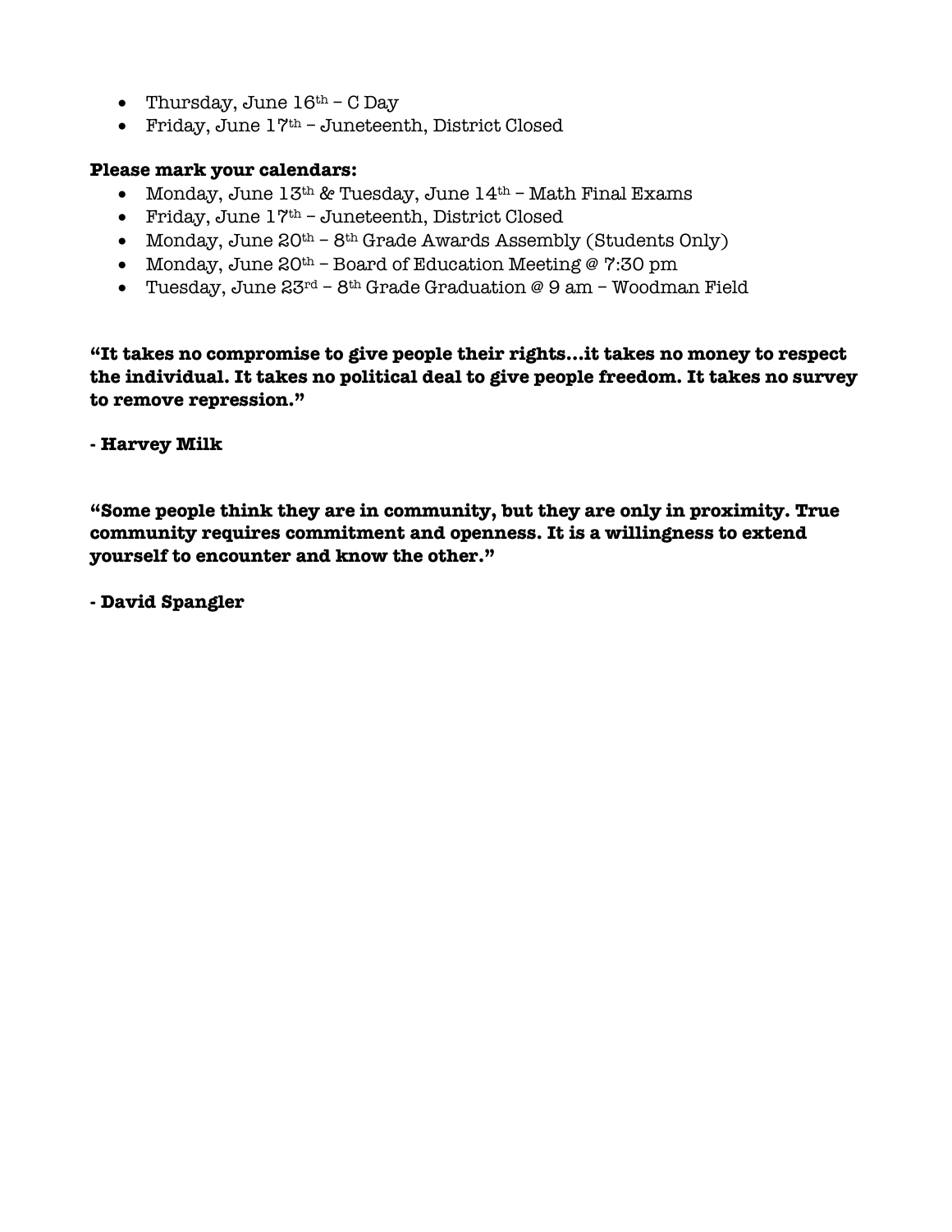- Thursday, June 16th – C Day
- Friday, June 17th – Juneteenth, District Closed

**Please mark your calendars:**

- Monday, June 13th & Tuesday, June 14th – Math Final Exams
- Friday, June 17th – Juneteenth, District Closed
- Monday, June 20th – 8th Grade Awards Assembly (Students Only)
- Monday, June 20th – Board of Education Meeting @ 7:30 pm
- Tuesday, June 23rd – 8th Grade Graduation @ 9 am – Woodman Field

**“It takes no compromise to give people their rights…it takes no money to respect the individual. It takes no political deal to give people freedom. It takes no survey to remove repression.”**

**- Harvey Milk**

**“Some people think they are in community, but they are only in proximity. True community requires commitment and openness. It is a willingness to extend yourself to encounter and know the other.”**

**- David Spangler**